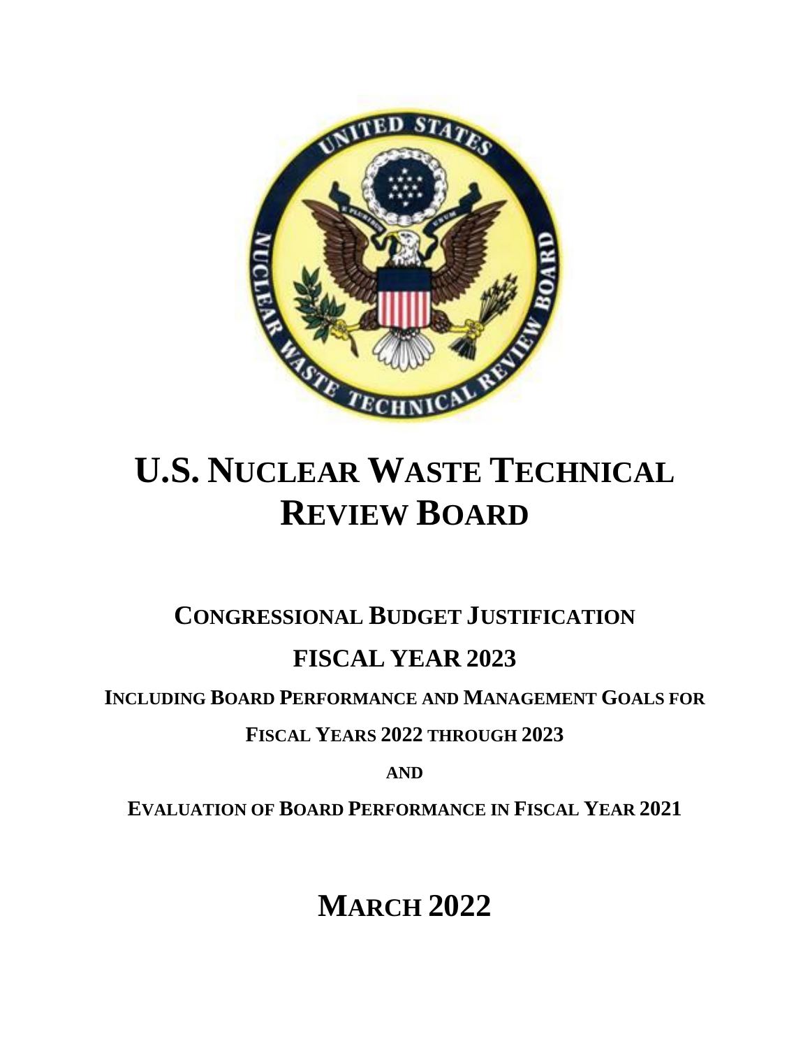# U.S. NUCLEAR WASTE TECHNICAL REVIEW BOARD

## CONGRESSIONAL BUDGET JUSTIFICATION

## FISCAL YEAR 2023

**INCLUDING BOARD PERFORMANCE AND MANAGEMENT GOALS FOR**

**FISCAL YEARS 2022 THROUGH 2023**

**AND**

**EVALUATION OF BOARD PERFORMANCE IN FISCAL YEAR 2021**

## MARCH 2022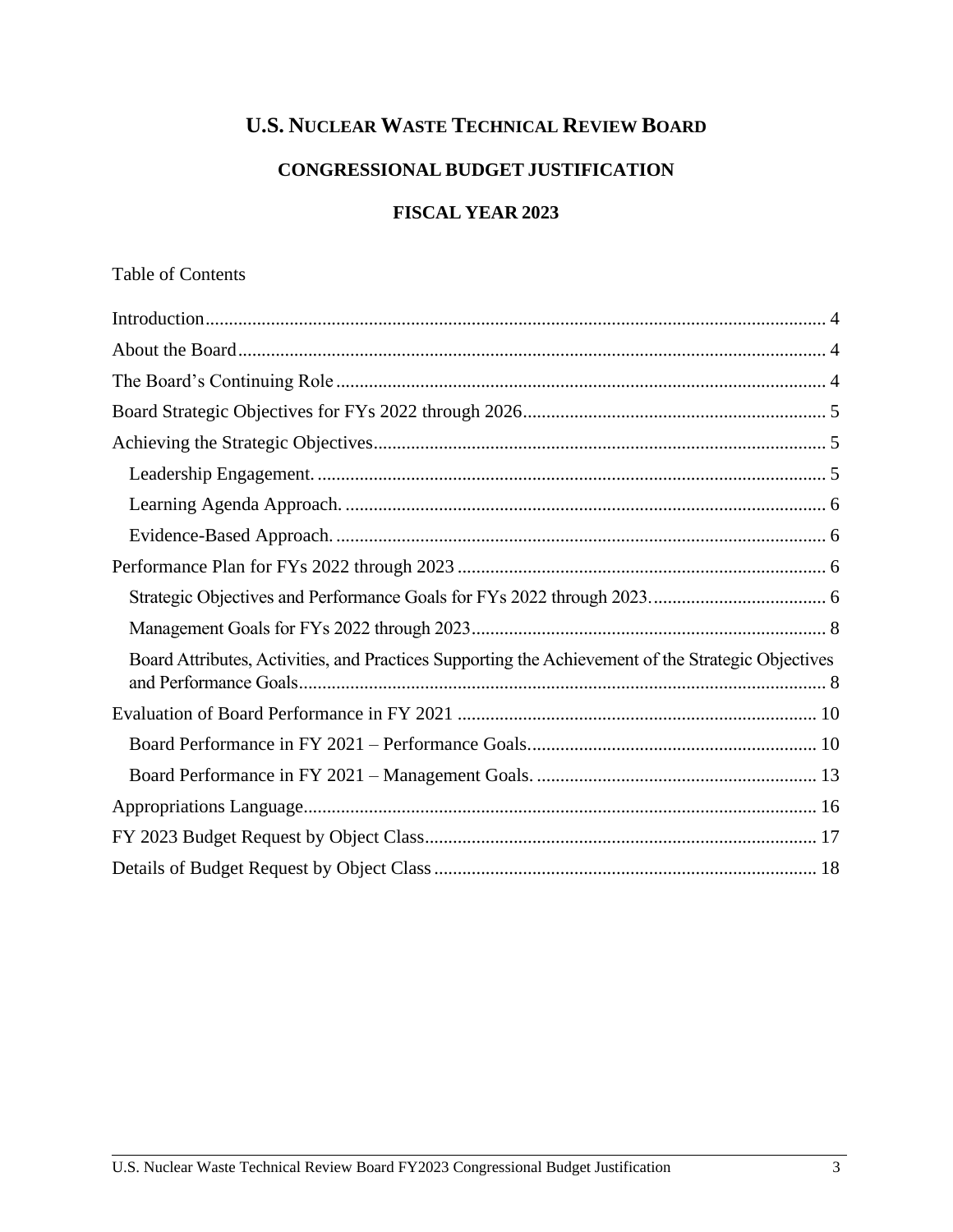# U.S. NUCLEAR WASTE TECHNICAL REVIEW BOARD

## CONGRESSIONAL BUDGET JUSTIFICATION

## FISCAL YEAR 2023

Table of Contents

Introduction .................................................................................................................... 4

About the Board ............................................................................................................. 4

The Board's Continuing Role ........................................................................................ 4

Board Strategic Objectives for FYs 2022 through 2026 ................................................ 5

Achieving the Strategic Objectives ................................................................................ 5

- Leadership Engagement. ........................................................................................... 5
- Learning Agenda Approach. ...................................................................................... 6
- Evidence-Based Approach. ........................................................................................ 6

Performance Plan for FYs 2022 through 2023 .............................................................. 6

- Strategic Objectives and Performance Goals for FYs 2022 through 2023. ..................................... 6
- Management Goals for FYs 2022 through 2023 ........................................................................... 8
- Board Attributes, Activities, and Practices Supporting the Achievement of the Strategic Objectives and Performance Goals ................................................................................................ 8

Evaluation of Board Performance in FY 2021 ............................................................ 10

- Board Performance in FY 2021 – Performance Goals ............................................................ 10
- Board Performance in FY 2021 – Management Goals. ........................................................... 13

Appropriations Language ............................................................................................ 16

FY 2023 Budget Request by Object Class ................................................................... 17

Details of Budget Request by Object Class ................................................................. 18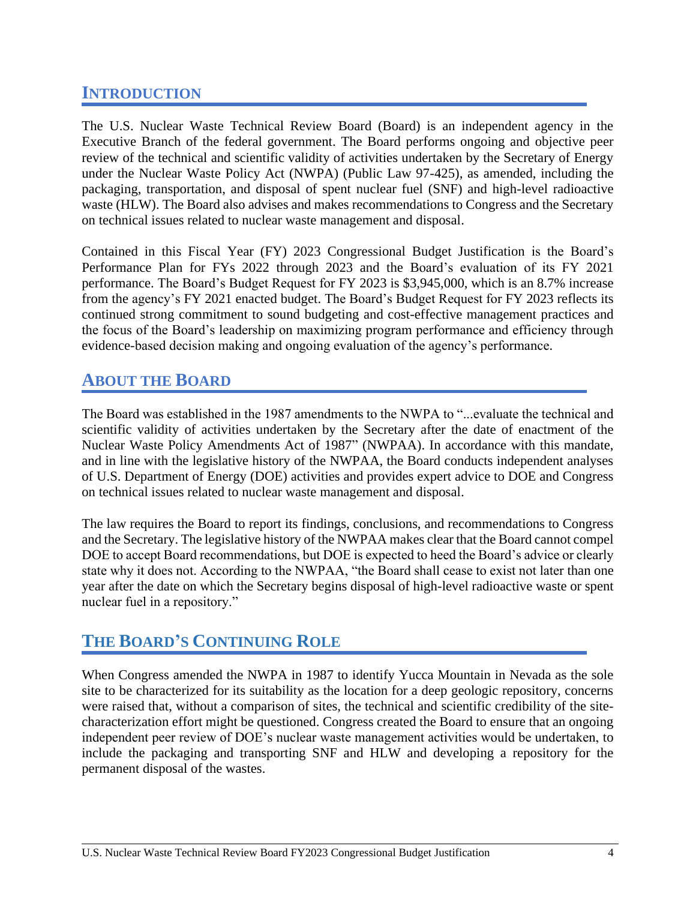## INTRODUCTION

The U.S. Nuclear Waste Technical Review Board (Board) is an independent agency in the Executive Branch of the federal government. The Board performs ongoing and objective peer review of the technical and scientific validity of activities undertaken by the Secretary of Energy under the Nuclear Waste Policy Act (NWPA) (Public Law 97-425), as amended, including the packaging, transportation, and disposal of spent nuclear fuel (SNF) and high-level radioactive waste (HLW). The Board also advises and makes recommendations to Congress and the Secretary on technical issues related to nuclear waste management and disposal.

Contained in this Fiscal Year (FY) 2023 Congressional Budget Justification is the Board's Performance Plan for FYs 2022 through 2023 and the Board's evaluation of its FY 2021 performance. The Board's Budget Request for FY 2023 is $3,945,000, which is an 8.7% increase from the agency's FY 2021 enacted budget. The Board's Budget Request for FY 2023 reflects its continued strong commitment to sound budgeting and cost-effective management practices and the focus of the Board's leadership on maximizing program performance and efficiency through evidence-based decision making and ongoing evaluation of the agency's performance.

## ABOUT THE BOARD

The Board was established in the 1987 amendments to the NWPA to "...evaluate the technical and scientific validity of activities undertaken by the Secretary after the date of enactment of the Nuclear Waste Policy Amendments Act of 1987" (NWPAA). In accordance with this mandate, and in line with the legislative history of the NWPAA, the Board conducts independent analyses of U.S. Department of Energy (DOE) activities and provides expert advice to DOE and Congress on technical issues related to nuclear waste management and disposal.

The law requires the Board to report its findings, conclusions, and recommendations to Congress and the Secretary. The legislative history of the NWPAA makes clear that the Board cannot compel DOE to accept Board recommendations, but DOE is expected to heed the Board's advice or clearly state why it does not. According to the NWPAA, "the Board shall cease to exist not later than one year after the date on which the Secretary begins disposal of high-level radioactive waste or spent nuclear fuel in a repository."

## THE BOARD'S CONTINUING ROLE

When Congress amended the NWPA in 1987 to identify Yucca Mountain in Nevada as the sole site to be characterized for its suitability as the location for a deep geologic repository, concerns were raised that, without a comparison of sites, the technical and scientific credibility of the site-characterization effort might be questioned. Congress created the Board to ensure that an ongoing independent peer review of DOE's nuclear waste management activities would be undertaken, to include the packaging and transporting SNF and HLW and developing a repository for the permanent disposal of the wastes.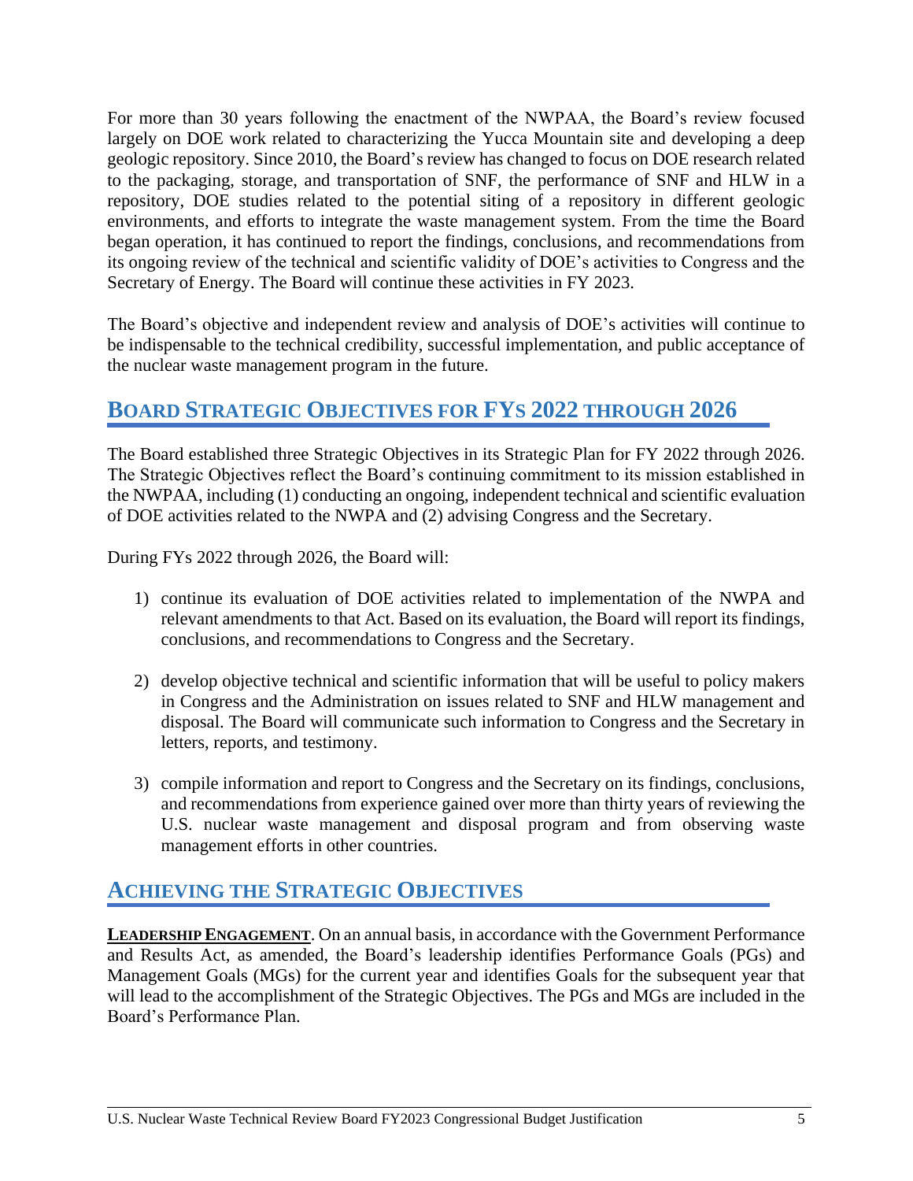For more than 30 years following the enactment of the NWPAA, the Board's review focused largely on DOE work related to characterizing the Yucca Mountain site and developing a deep geologic repository. Since 2010, the Board's review has changed to focus on DOE research related to the packaging, storage, and transportation of SNF, the performance of SNF and HLW in a repository, DOE studies related to the potential siting of a repository in different geologic environments, and efforts to integrate the waste management system. From the time the Board began operation, it has continued to report the findings, conclusions, and recommendations from its ongoing review of the technical and scientific validity of DOE's activities to Congress and the Secretary of Energy. The Board will continue these activities in FY 2023.

The Board's objective and independent review and analysis of DOE's activities will continue to be indispensable to the technical credibility, successful implementation, and public acceptance of the nuclear waste management program in the future.

## Board Strategic Objectives for FYs 2022 through 2026

The Board established three Strategic Objectives in its Strategic Plan for FY 2022 through 2026. The Strategic Objectives reflect the Board's continuing commitment to its mission established in the NWPAA, including (1) conducting an ongoing, independent technical and scientific evaluation of DOE activities related to the NWPA and (2) advising Congress and the Secretary.

During FYs 2022 through 2026, the Board will:

1) continue its evaluation of DOE activities related to implementation of the NWPA and relevant amendments to that Act. Based on its evaluation, the Board will report its findings, conclusions, and recommendations to Congress and the Secretary.

2) develop objective technical and scientific information that will be useful to policy makers in Congress and the Administration on issues related to SNF and HLW management and disposal. The Board will communicate such information to Congress and the Secretary in letters, reports, and testimony.

3) compile information and report to Congress and the Secretary on its findings, conclusions, and recommendations from experience gained over more than thirty years of reviewing the U.S. nuclear waste management and disposal program and from observing waste management efforts in other countries.

## Achieving the Strategic Objectives

**Leadership Engagement**. On an annual basis, in accordance with the Government Performance and Results Act, as amended, the Board's leadership identifies Performance Goals (PGs) and Management Goals (MGs) for the current year and identifies Goals for the subsequent year that will lead to the accomplishment of the Strategic Objectives. The PGs and MGs are included in the Board's Performance Plan.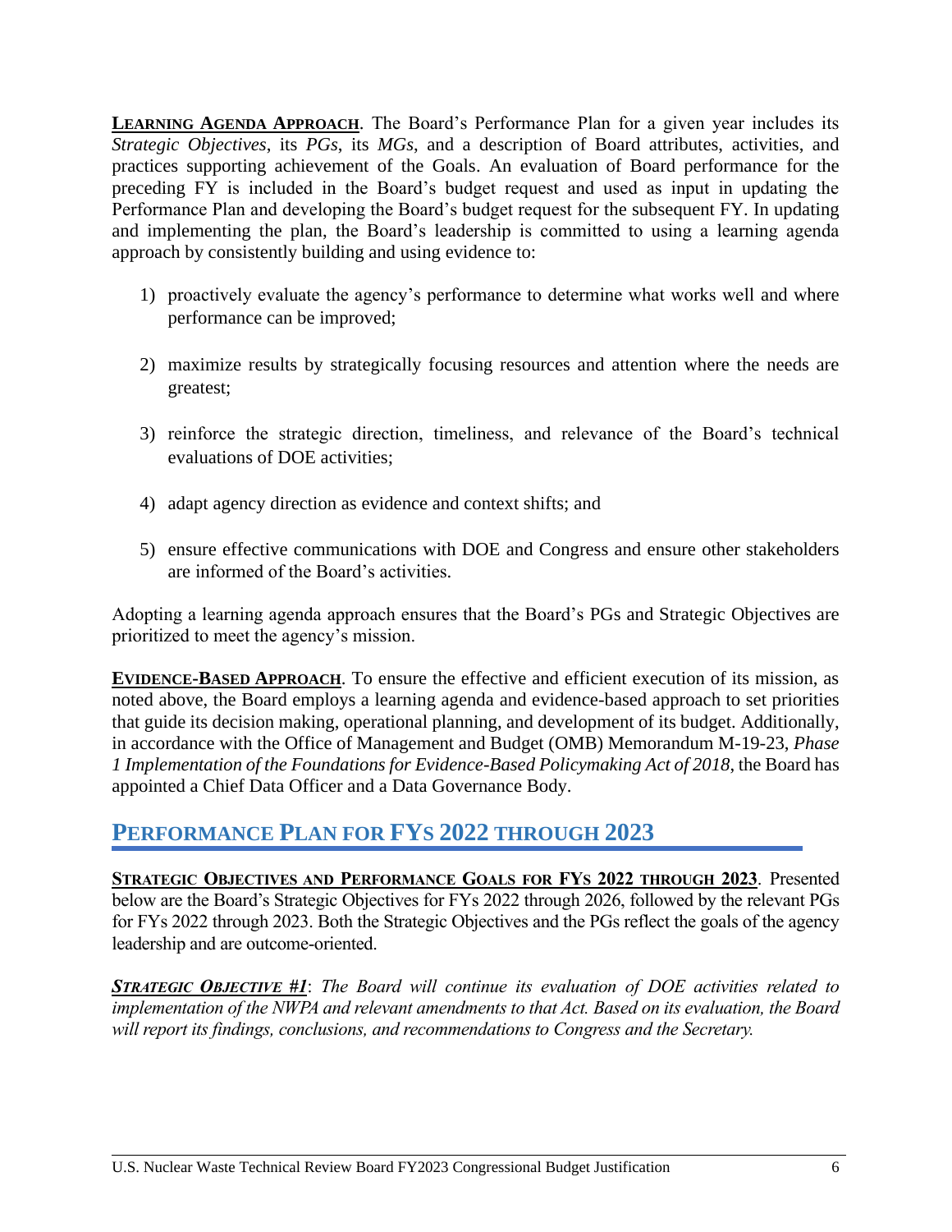**LEARNING AGENDA APPROACH**. The Board's Performance Plan for a given year includes its *Strategic Objectives*, its *PGs*, its *MGs*, and a description of Board attributes, activities, and practices supporting achievement of the Goals. An evaluation of Board performance for the preceding FY is included in the Board's budget request and used as input in updating the Performance Plan and developing the Board's budget request for the subsequent FY. In updating and implementing the plan, the Board's leadership is committed to using a learning agenda approach by consistently building and using evidence to:

1) proactively evaluate the agency's performance to determine what works well and where performance can be improved;

2) maximize results by strategically focusing resources and attention where the needs are greatest;

3) reinforce the strategic direction, timeliness, and relevance of the Board's technical evaluations of DOE activities;

4) adapt agency direction as evidence and context shifts; and

5) ensure effective communications with DOE and Congress and ensure other stakeholders are informed of the Board's activities.

Adopting a learning agenda approach ensures that the Board's PGs and Strategic Objectives are prioritized to meet the agency's mission.

**EVIDENCE-BASED APPROACH**. To ensure the effective and efficient execution of its mission, as noted above, the Board employs a learning agenda and evidence-based approach to set priorities that guide its decision making, operational planning, and development of its budget. Additionally, in accordance with the Office of Management and Budget (OMB) Memorandum M-19-23, *Phase 1 Implementation of the Foundations for Evidence-Based Policymaking Act of 2018*, the Board has appointed a Chief Data Officer and a Data Governance Body.

## PERFORMANCE PLAN FOR FYS 2022 THROUGH 2023

**STRATEGIC OBJECTIVES AND PERFORMANCE GOALS FOR FYS 2022 THROUGH 2023**. Presented below are the Board's Strategic Objectives for FYs 2022 through 2026, followed by the relevant PGs for FYs 2022 through 2023. Both the Strategic Objectives and the PGs reflect the goals of the agency leadership and are outcome-oriented.

***STRATEGIC OBJECTIVE #1***: *The Board will continue its evaluation of DOE activities related to implementation of the NWPA and relevant amendments to that Act. Based on its evaluation, the Board will report its findings, conclusions, and recommendations to Congress and the Secretary.*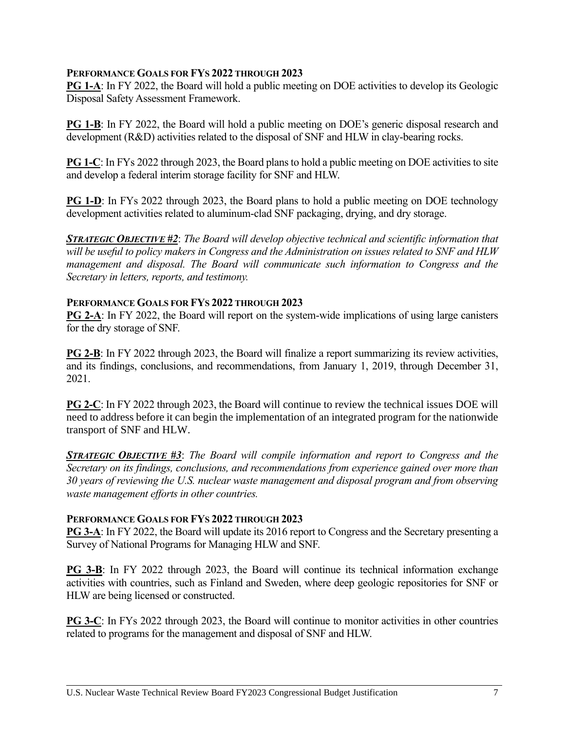**PERFORMANCE GOALS FOR FYS 2022 THROUGH 2023**

**PG 1-A**: In FY 2022, the Board will hold a public meeting on DOE activities to develop its Geologic Disposal Safety Assessment Framework.

**PG 1-B**: In FY 2022, the Board will hold a public meeting on DOE's generic disposal research and development (R&D) activities related to the disposal of SNF and HLW in clay-bearing rocks.

**PG 1-C**: In FYs 2022 through 2023, the Board plans to hold a public meeting on DOE activities to site and develop a federal interim storage facility for SNF and HLW.

**PG 1-D**: In FYs 2022 through 2023, the Board plans to hold a public meeting on DOE technology development activities related to aluminum-clad SNF packaging, drying, and dry storage.

***STRATEGIC OBJECTIVE #2***: *The Board will develop objective technical and scientific information that will be useful to policy makers in Congress and the Administration on issues related to SNF and HLW management and disposal. The Board will communicate such information to Congress and the Secretary in letters, reports, and testimony.*

**PERFORMANCE GOALS FOR FYS 2022 THROUGH 2023**

**PG 2-A**: In FY 2022, the Board will report on the system-wide implications of using large canisters for the dry storage of SNF.

**PG 2-B**: In FY 2022 through 2023, the Board will finalize a report summarizing its review activities, and its findings, conclusions, and recommendations, from January 1, 2019, through December 31, 2021.

**PG 2-C**: In FY 2022 through 2023, the Board will continue to review the technical issues DOE will need to address before it can begin the implementation of an integrated program for the nationwide transport of SNF and HLW.

***STRATEGIC OBJECTIVE #3***: *The Board will compile information and report to Congress and the Secretary on its findings, conclusions, and recommendations from experience gained over more than 30 years of reviewing the U.S. nuclear waste management and disposal program and from observing waste management efforts in other countries.*

**PERFORMANCE GOALS FOR FYS 2022 THROUGH 2023**

**PG 3-A**: In FY 2022, the Board will update its 2016 report to Congress and the Secretary presenting a Survey of National Programs for Managing HLW and SNF.

**PG 3-B**: In FY 2022 through 2023, the Board will continue its technical information exchange activities with countries, such as Finland and Sweden, where deep geologic repositories for SNF or HLW are being licensed or constructed.

**PG 3-C**: In FYs 2022 through 2023, the Board will continue to monitor activities in other countries related to programs for the management and disposal of SNF and HLW.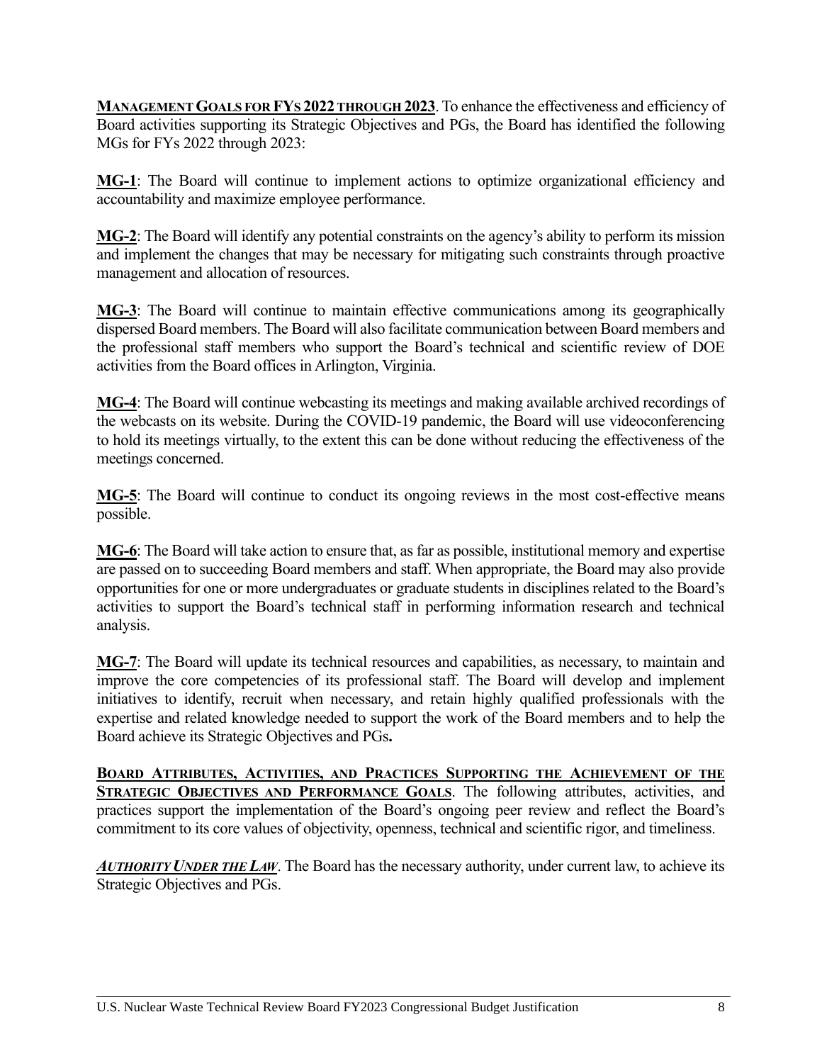**MANAGEMENT GOALS FOR FYs 2022 THROUGH 2023**. To enhance the effectiveness and efficiency of Board activities supporting its Strategic Objectives and PGs, the Board has identified the following MGs for FYs 2022 through 2023:

**MG-1**: The Board will continue to implement actions to optimize organizational efficiency and accountability and maximize employee performance.

**MG-2**: The Board will identify any potential constraints on the agency's ability to perform its mission and implement the changes that may be necessary for mitigating such constraints through proactive management and allocation of resources.

**MG-3**: The Board will continue to maintain effective communications among its geographically dispersed Board members. The Board will also facilitate communication between Board members and the professional staff members who support the Board's technical and scientific review of DOE activities from the Board offices in Arlington, Virginia.

**MG-4**: The Board will continue webcasting its meetings and making available archived recordings of the webcasts on its website. During the COVID-19 pandemic, the Board will use videoconferencing to hold its meetings virtually, to the extent this can be done without reducing the effectiveness of the meetings concerned.

**MG-5**: The Board will continue to conduct its ongoing reviews in the most cost-effective means possible.

**MG-6**: The Board will take action to ensure that, as far as possible, institutional memory and expertise are passed on to succeeding Board members and staff. When appropriate, the Board may also provide opportunities for one or more undergraduates or graduate students in disciplines related to the Board's activities to support the Board's technical staff in performing information research and technical analysis.

**MG-7**: The Board will update its technical resources and capabilities, as necessary, to maintain and improve the core competencies of its professional staff. The Board will develop and implement initiatives to identify, recruit when necessary, and retain highly qualified professionals with the expertise and related knowledge needed to support the work of the Board members and to help the Board achieve its Strategic Objectives and PGs**.**

**BOARD ATTRIBUTES, ACTIVITIES, AND PRACTICES SUPPORTING THE ACHIEVEMENT OF THE STRATEGIC OBJECTIVES AND PERFORMANCE GOALS**. The following attributes, activities, and practices support the implementation of the Board's ongoing peer review and reflect the Board's commitment to its core values of objectivity, openness, technical and scientific rigor, and timeliness.

***AUTHORITY UNDER THE LAW***. The Board has the necessary authority, under current law, to achieve its Strategic Objectives and PGs.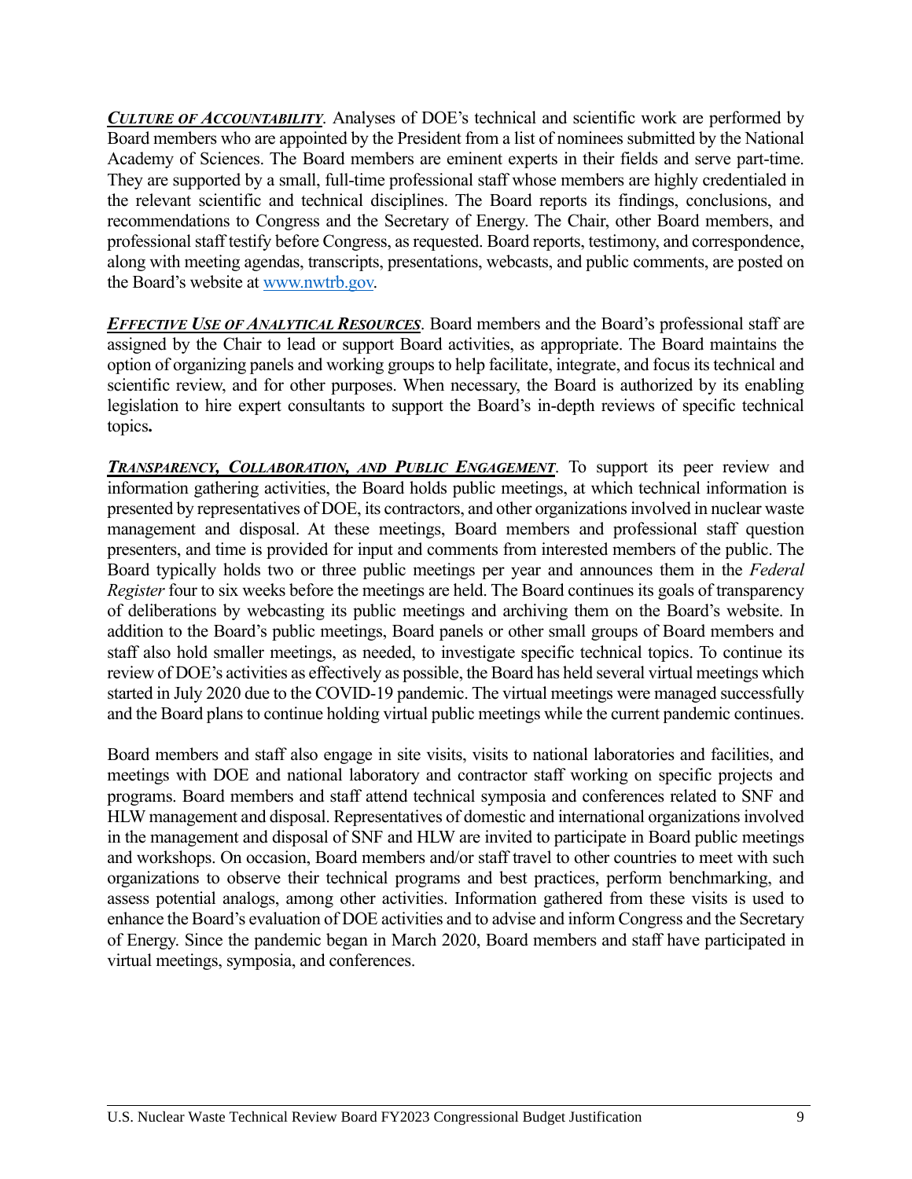***Culture of Accountability***. Analyses of DOE's technical and scientific work are performed by Board members who are appointed by the President from a list of nominees submitted by the National Academy of Sciences. The Board members are eminent experts in their fields and serve part-time. They are supported by a small, full-time professional staff whose members are highly credentialed in the relevant scientific and technical disciplines. The Board reports its findings, conclusions, and recommendations to Congress and the Secretary of Energy. The Chair, other Board members, and professional staff testify before Congress, as requested. Board reports, testimony, and correspondence, along with meeting agendas, transcripts, presentations, webcasts, and public comments, are posted on the Board's website at www.nwtrb.gov.

***Effective Use of Analytical Resources***. Board members and the Board's professional staff are assigned by the Chair to lead or support Board activities, as appropriate. The Board maintains the option of organizing panels and working groups to help facilitate, integrate, and focus its technical and scientific review, and for other purposes. When necessary, the Board is authorized by its enabling legislation to hire expert consultants to support the Board's in-depth reviews of specific technical topics**.**

***Transparency, Collaboration, and Public Engagement***. To support its peer review and information gathering activities, the Board holds public meetings, at which technical information is presented by representatives of DOE, its contractors, and other organizations involved in nuclear waste management and disposal. At these meetings, Board members and professional staff question presenters, and time is provided for input and comments from interested members of the public. The Board typically holds two or three public meetings per year and announces them in the *Federal Register* four to six weeks before the meetings are held. The Board continues its goals of transparency of deliberations by webcasting its public meetings and archiving them on the Board's website. In addition to the Board's public meetings, Board panels or other small groups of Board members and staff also hold smaller meetings, as needed, to investigate specific technical topics. To continue its review of DOE's activities as effectively as possible, the Board has held several virtual meetings which started in July 2020 due to the COVID-19 pandemic. The virtual meetings were managed successfully and the Board plans to continue holding virtual public meetings while the current pandemic continues.

Board members and staff also engage in site visits, visits to national laboratories and facilities, and meetings with DOE and national laboratory and contractor staff working on specific projects and programs. Board members and staff attend technical symposia and conferences related to SNF and HLW management and disposal. Representatives of domestic and international organizations involved in the management and disposal of SNF and HLW are invited to participate in Board public meetings and workshops. On occasion, Board members and/or staff travel to other countries to meet with such organizations to observe their technical programs and best practices, perform benchmarking, and assess potential analogs, among other activities. Information gathered from these visits is used to enhance the Board's evaluation of DOE activities and to advise and inform Congress and the Secretary of Energy. Since the pandemic began in March 2020, Board members and staff have participated in virtual meetings, symposia, and conferences.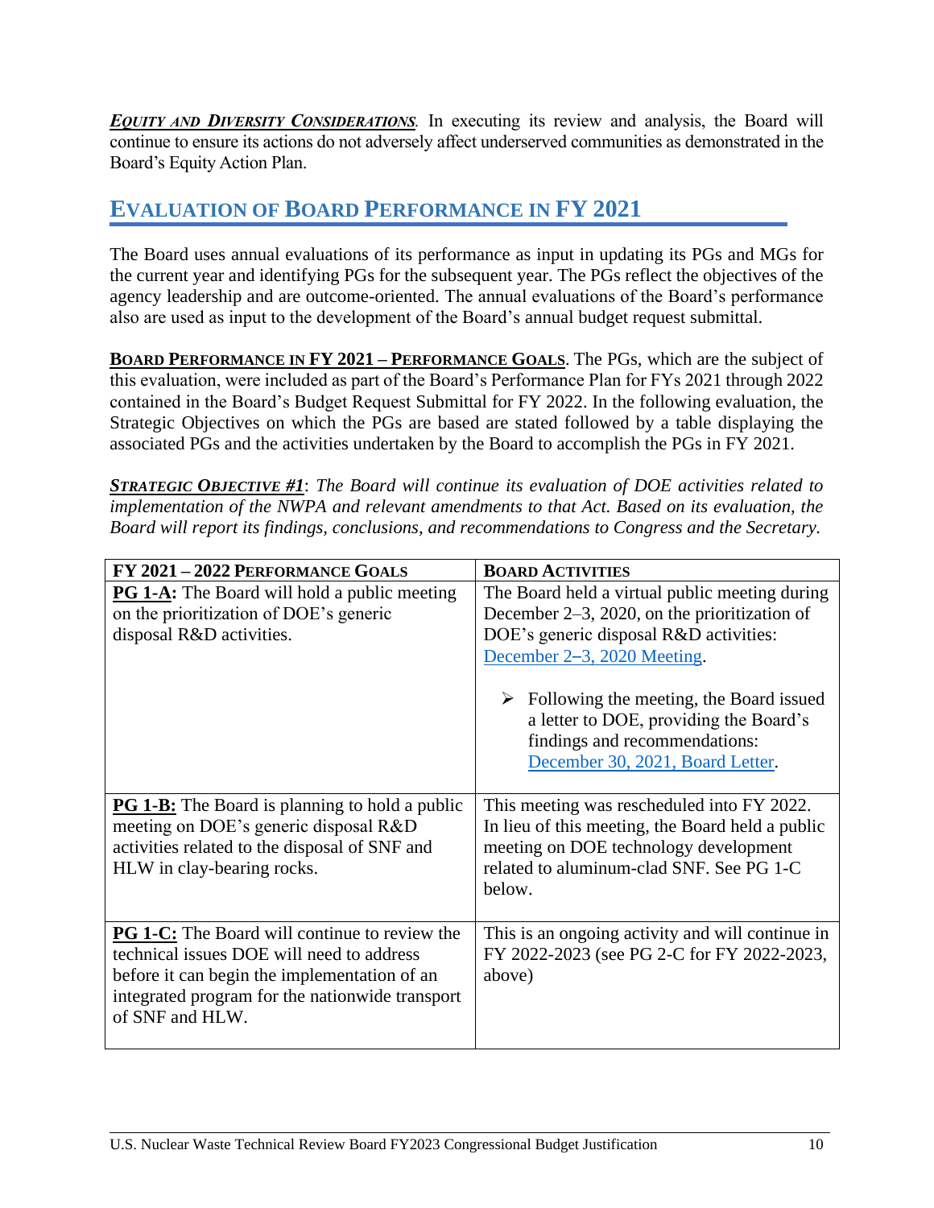***EQUITY AND DIVERSITY CONSIDERATIONS.*** In executing its review and analysis, the Board will continue to ensure its actions do not adversely affect underserved communities as demonstrated in the Board's Equity Action Plan.

## EVALUATION OF BOARD PERFORMANCE IN FY 2021

The Board uses annual evaluations of its performance as input in updating its PGs and MGs for the current year and identifying PGs for the subsequent year. The PGs reflect the objectives of the agency leadership and are outcome-oriented. The annual evaluations of the Board's performance also are used as input to the development of the Board's annual budget request submittal.

**BOARD PERFORMANCE IN FY 2021 – PERFORMANCE GOALS**. The PGs, which are the subject of this evaluation, were included as part of the Board's Performance Plan for FYs 2021 through 2022 contained in the Board's Budget Request Submittal for FY 2022. In the following evaluation, the Strategic Objectives on which the PGs are based are stated followed by a table displaying the associated PGs and the activities undertaken by the Board to accomplish the PGs in FY 2021.

***STRATEGIC OBJECTIVE #1***: *The Board will continue its evaluation of DOE activities related to implementation of the NWPA and relevant amendments to that Act. Based on its evaluation, the Board will report its findings, conclusions, and recommendations to Congress and the Secretary.*

| **FY 2021 – 2022 PERFORMANCE GOALS** | **BOARD ACTIVITIES** |
|---|---|
| **PG 1-A:** The Board will hold a public meeting on the prioritization of DOE's generic disposal R&D activities. | The Board held a virtual public meeting during December 2–3, 2020, on the prioritization of DOE's generic disposal R&D activities: December 2–3, 2020 Meeting. <br><br> ➢ Following the meeting, the Board issued a letter to DOE, providing the Board's findings and recommendations: December 30, 2021, Board Letter. |
| **PG 1-B:** The Board is planning to hold a public meeting on DOE's generic disposal R&D activities related to the disposal of SNF and HLW in clay-bearing rocks. | This meeting was rescheduled into FY 2022. In lieu of this meeting, the Board held a public meeting on DOE technology development related to aluminum-clad SNF. See PG 1-C below. |
| **PG 1-C:** The Board will continue to review the technical issues DOE will need to address before it can begin the implementation of an integrated program for the nationwide transport of SNF and HLW. | This is an ongoing activity and will continue in FY 2022-2023 (see PG 2-C for FY 2022-2023, above) |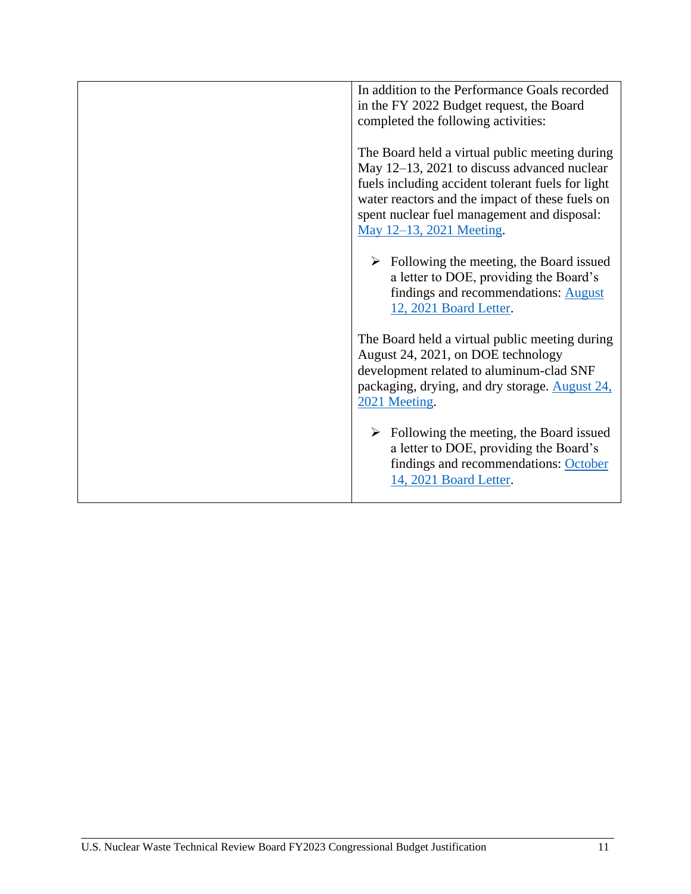| | |
|---|---|
| | In addition to the Performance Goals recorded in the FY 2022 Budget request, the Board completed the following activities:<br><br>The Board held a virtual public meeting during May 12–13, 2021 to discuss advanced nuclear fuels including accident tolerant fuels for light water reactors and the impact of these fuels on spent nuclear fuel management and disposal: May 12–13, 2021 Meeting.<br><br>➢ Following the meeting, the Board issued a letter to DOE, providing the Board's findings and recommendations: August 12, 2021 Board Letter.<br><br>The Board held a virtual public meeting during August 24, 2021, on DOE technology development related to aluminum-clad SNF packaging, drying, and dry storage. August 24, 2021 Meeting.<br><br>➢ Following the meeting, the Board issued a letter to DOE, providing the Board's findings and recommendations: October 14, 2021 Board Letter. |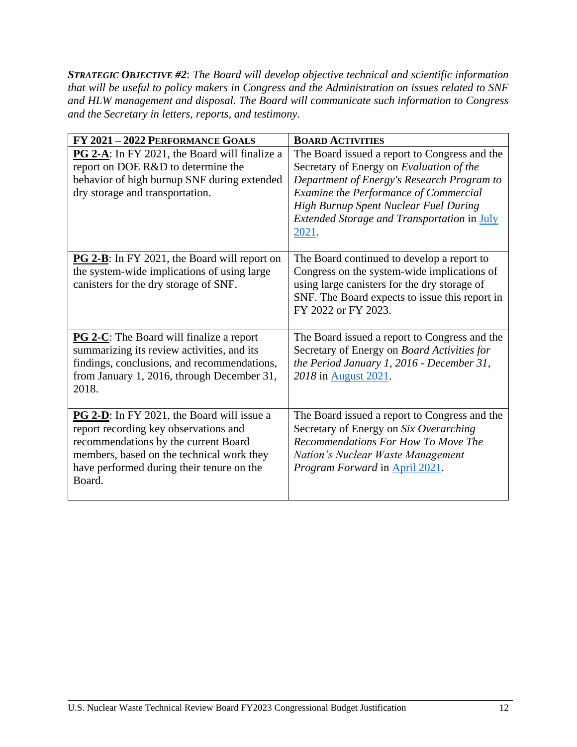***Strategic Objective #2***: *The Board will develop objective technical and scientific information that will be useful to policy makers in Congress and the Administration on issues related to SNF and HLW management and disposal. The Board will communicate such information to Congress and the Secretary in letters, reports, and testimony*.

| **FY 2021 – 2022 Performance Goals** | **Board Activities** |
|---|---|
| **PG 2-A**: In FY 2021, the Board will finalize a report on DOE R&D to determine the behavior of high burnup SNF during extended dry storage and transportation. | The Board issued a report to Congress and the Secretary of Energy on *Evaluation of the Department of Energy's Research Program to Examine the Performance of Commercial High Burnup Spent Nuclear Fuel During Extended Storage and Transportation* in July 2021. |
| **PG 2-B**: In FY 2021, the Board will report on the system-wide implications of using large canisters for the dry storage of SNF. | The Board continued to develop a report to Congress on the system-wide implications of using large canisters for the dry storage of SNF. The Board expects to issue this report in FY 2022 or FY 2023. |
| **PG 2-C**: The Board will finalize a report summarizing its review activities, and its findings, conclusions, and recommendations, from January 1, 2016, through December 31, 2018. | The Board issued a report to Congress and the Secretary of Energy on *Board Activities for the Period January 1, 2016 - December 31, 2018* in August 2021. |
| **PG 2-D**: In FY 2021, the Board will issue a report recording key observations and recommendations by the current Board members, based on the technical work they have performed during their tenure on the Board. | The Board issued a report to Congress and the Secretary of Energy on *Six Overarching Recommendations For How To Move The Nation's Nuclear Waste Management Program Forward* in April 2021. |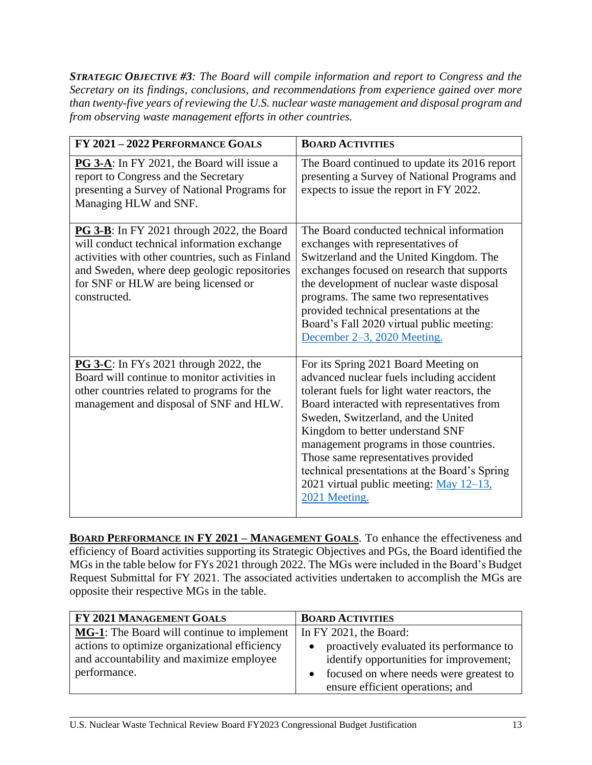***Strategic Objective #3**: The Board will compile information and report to Congress and the Secretary on its findings, conclusions, and recommendations from experience gained over more than twenty-five years of reviewing the U.S. nuclear waste management and disposal program and from observing waste management efforts in other countries.*

| **FY 2021 – 2022 Performance Goals** | **Board Activities** |
| --- | --- |
| **PG 3-A**: In FY 2021, the Board will issue a report to Congress and the Secretary presenting a Survey of National Programs for Managing HLW and SNF. | The Board continued to update its 2016 report presenting a Survey of National Programs and expects to issue the report in FY 2022. |
| **PG 3-B**: In FY 2021 through 2022, the Board will conduct technical information exchange activities with other countries, such as Finland and Sweden, where deep geologic repositories for SNF or HLW are being licensed or constructed. | The Board conducted technical information exchanges with representatives of Switzerland and the United Kingdom. The exchanges focused on research that supports the development of nuclear waste disposal programs. The same two representatives provided technical presentations at the Board's Fall 2020 virtual public meeting: December 2–3, 2020 Meeting. |
| **PG 3-C**: In FYs 2021 through 2022, the Board will continue to monitor activities in other countries related to programs for the management and disposal of SNF and HLW. | For its Spring 2021 Board Meeting on advanced nuclear fuels including accident tolerant fuels for light water reactors, the Board interacted with representatives from Sweden, Switzerland, and the United Kingdom to better understand SNF management programs in those countries. Those same representatives provided technical presentations at the Board's Spring 2021 virtual public meeting: May 12–13, 2021 Meeting. |

**Board Performance in FY 2021 – Management Goals**. To enhance the effectiveness and efficiency of Board activities supporting its Strategic Objectives and PGs, the Board identified the MGs in the table below for FYs 2021 through 2022. The MGs were included in the Board's Budget Request Submittal for FY 2021. The associated activities undertaken to accomplish the MGs are opposite their respective MGs in the table.

| **FY 2021 Management Goals** | **Board Activities** |
| --- | --- |
| **MG-1**: The Board will continue to implement actions to optimize organizational efficiency and accountability and maximize employee performance. | In FY 2021, the Board:<br>• proactively evaluated its performance to identify opportunities for improvement;<br>• focused on where needs were greatest to ensure efficient operations; and |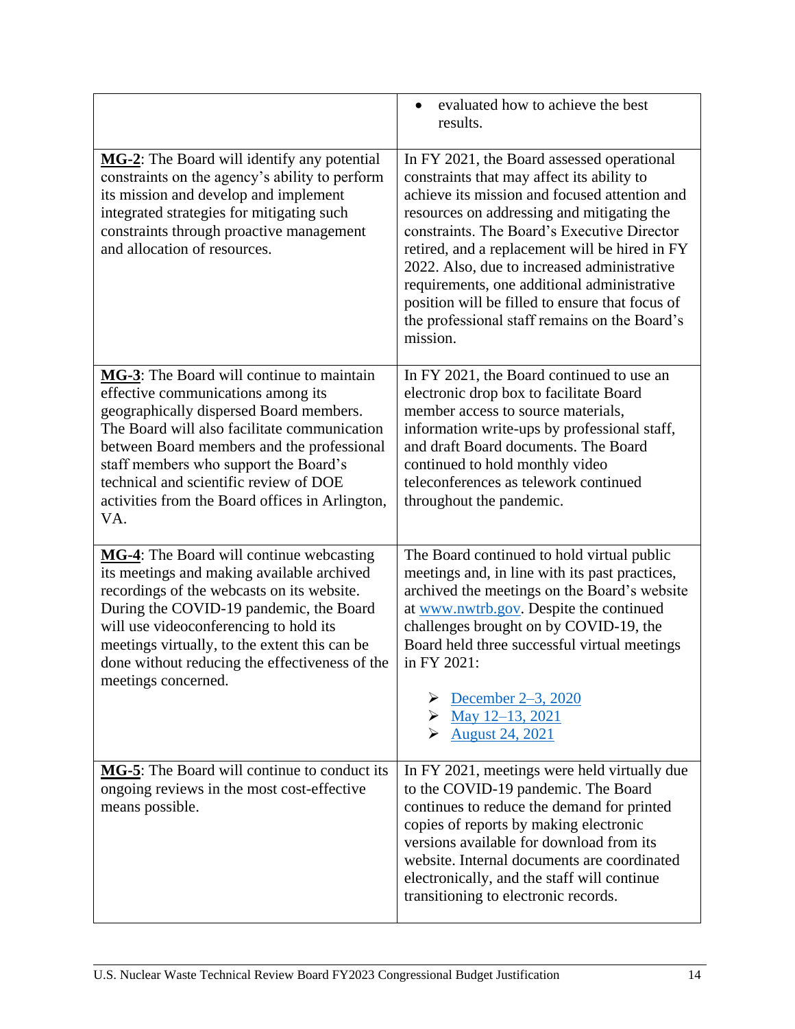| | |
|---|---|
| | • evaluated how to achieve the best results. |
| **MG-2**: The Board will identify any potential constraints on the agency's ability to perform its mission and develop and implement integrated strategies for mitigating such constraints through proactive management and allocation of resources. | In FY 2021, the Board assessed operational constraints that may affect its ability to achieve its mission and focused attention and resources on addressing and mitigating the constraints. The Board's Executive Director retired, and a replacement will be hired in FY 2022. Also, due to increased administrative requirements, one additional administrative position will be filled to ensure that focus of the professional staff remains on the Board's mission. |
| **MG-3**: The Board will continue to maintain effective communications among its geographically dispersed Board members. The Board will also facilitate communication between Board members and the professional staff members who support the Board's technical and scientific review of DOE activities from the Board offices in Arlington, VA. | In FY 2021, the Board continued to use an electronic drop box to facilitate Board member access to source materials, information write-ups by professional staff, and draft Board documents. The Board continued to hold monthly video teleconferences as telework continued throughout the pandemic. |
| **MG-4**: The Board will continue webcasting its meetings and making available archived recordings of the webcasts on its website. During the COVID-19 pandemic, the Board will use videoconferencing to hold its meetings virtually, to the extent this can be done without reducing the effectiveness of the meetings concerned. | The Board continued to hold virtual public meetings and, in line with its past practices, archived the meetings on the Board's website at www.nwtrb.gov. Despite the continued challenges brought on by COVID-19, the Board held three successful virtual meetings in FY 2021:<br>➢ December 2–3, 2020<br>➢ May 12–13, 2021<br>➢ August 24, 2021 |
| **MG-5**: The Board will continue to conduct its ongoing reviews in the most cost-effective means possible. | In FY 2021, meetings were held virtually due to the COVID-19 pandemic. The Board continues to reduce the demand for printed copies of reports by making electronic versions available for download from its website. Internal documents are coordinated electronically, and the staff will continue transitioning to electronic records. |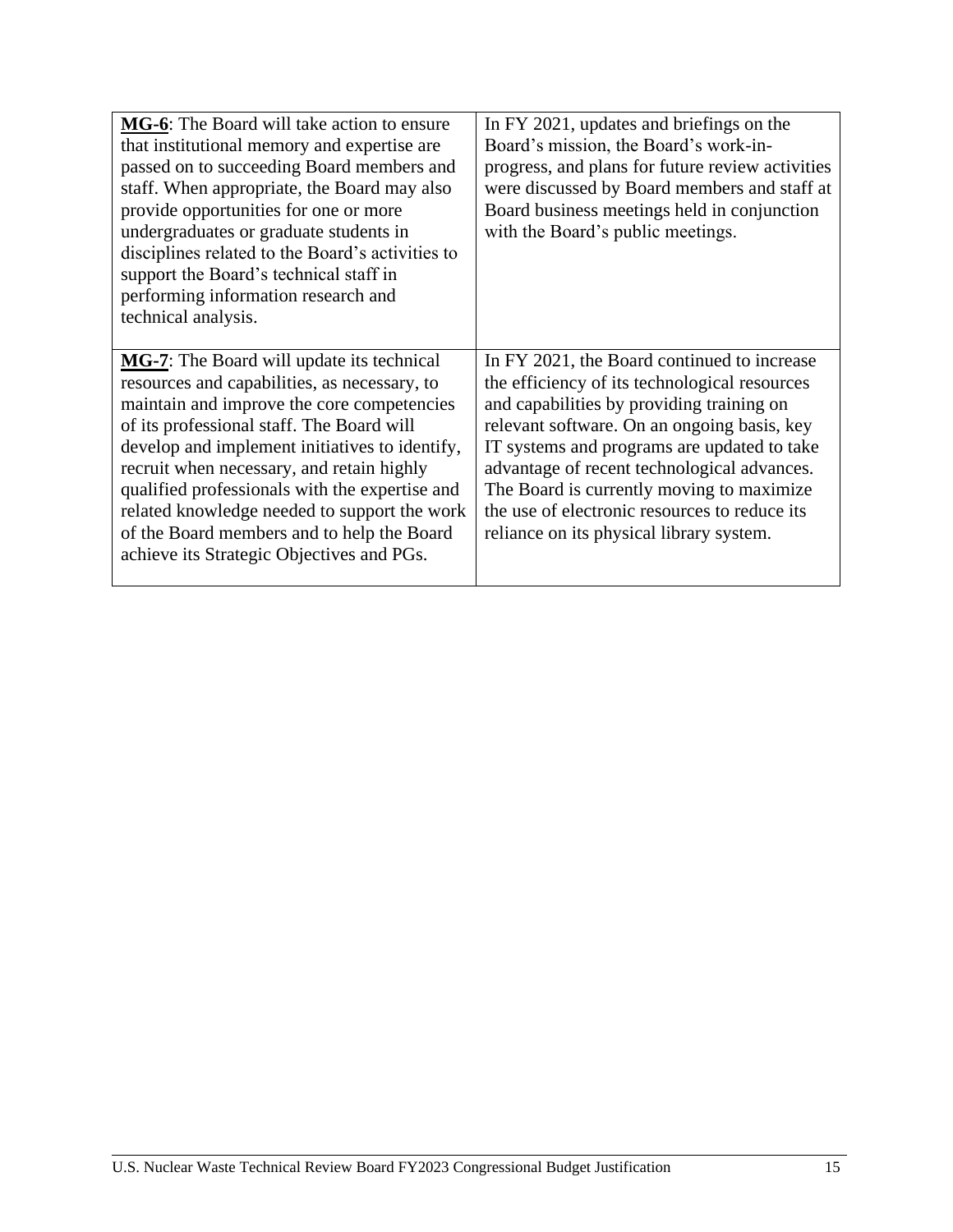| | |
|---|---|
| **MG-6**: The Board will take action to ensure that institutional memory and expertise are passed on to succeeding Board members and staff. When appropriate, the Board may also provide opportunities for one or more undergraduates or graduate students in disciplines related to the Board's activities to support the Board's technical staff in performing information research and technical analysis. | In FY 2021, updates and briefings on the Board's mission, the Board's work-in-progress, and plans for future review activities were discussed by Board members and staff at Board business meetings held in conjunction with the Board's public meetings. |
| **MG-7**: The Board will update its technical resources and capabilities, as necessary, to maintain and improve the core competencies of its professional staff. The Board will develop and implement initiatives to identify, recruit when necessary, and retain highly qualified professionals with the expertise and related knowledge needed to support the work of the Board members and to help the Board achieve its Strategic Objectives and PGs. | In FY 2021, the Board continued to increase the efficiency of its technological resources and capabilities by providing training on relevant software. On an ongoing basis, key IT systems and programs are updated to take advantage of recent technological advances. The Board is currently moving to maximize the use of electronic resources to reduce its reliance on its physical library system. |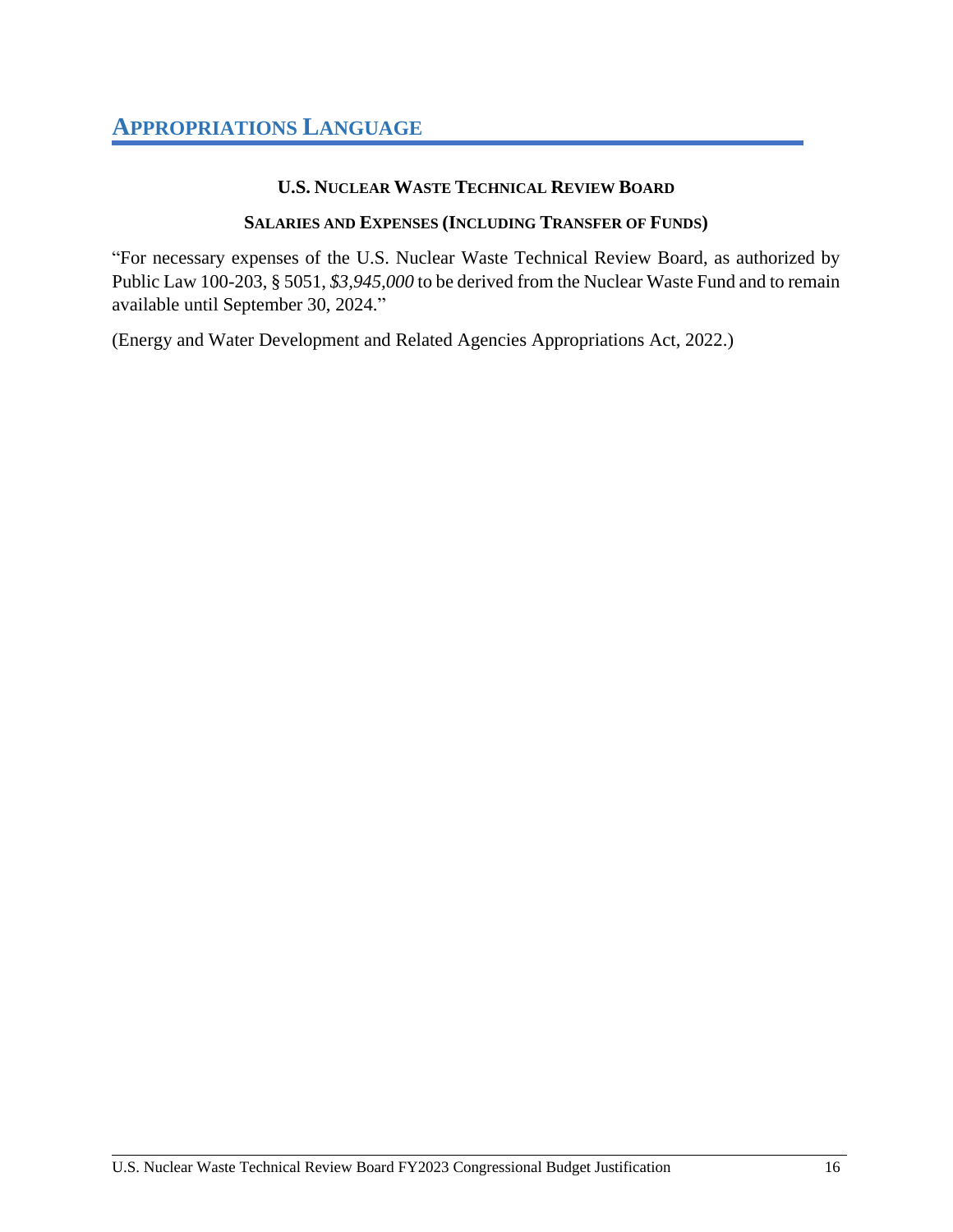# Appropriations Language

### U.S. Nuclear Waste Technical Review Board

### Salaries and Expenses (Including Transfer of Funds)

"For necessary expenses of the U.S. Nuclear Waste Technical Review Board, as authorized by Public Law 100-203, § 5051, *$3,945,000* to be derived from the Nuclear Waste Fund and to remain available until September 30, 2024."

(Energy and Water Development and Related Agencies Appropriations Act, 2022.)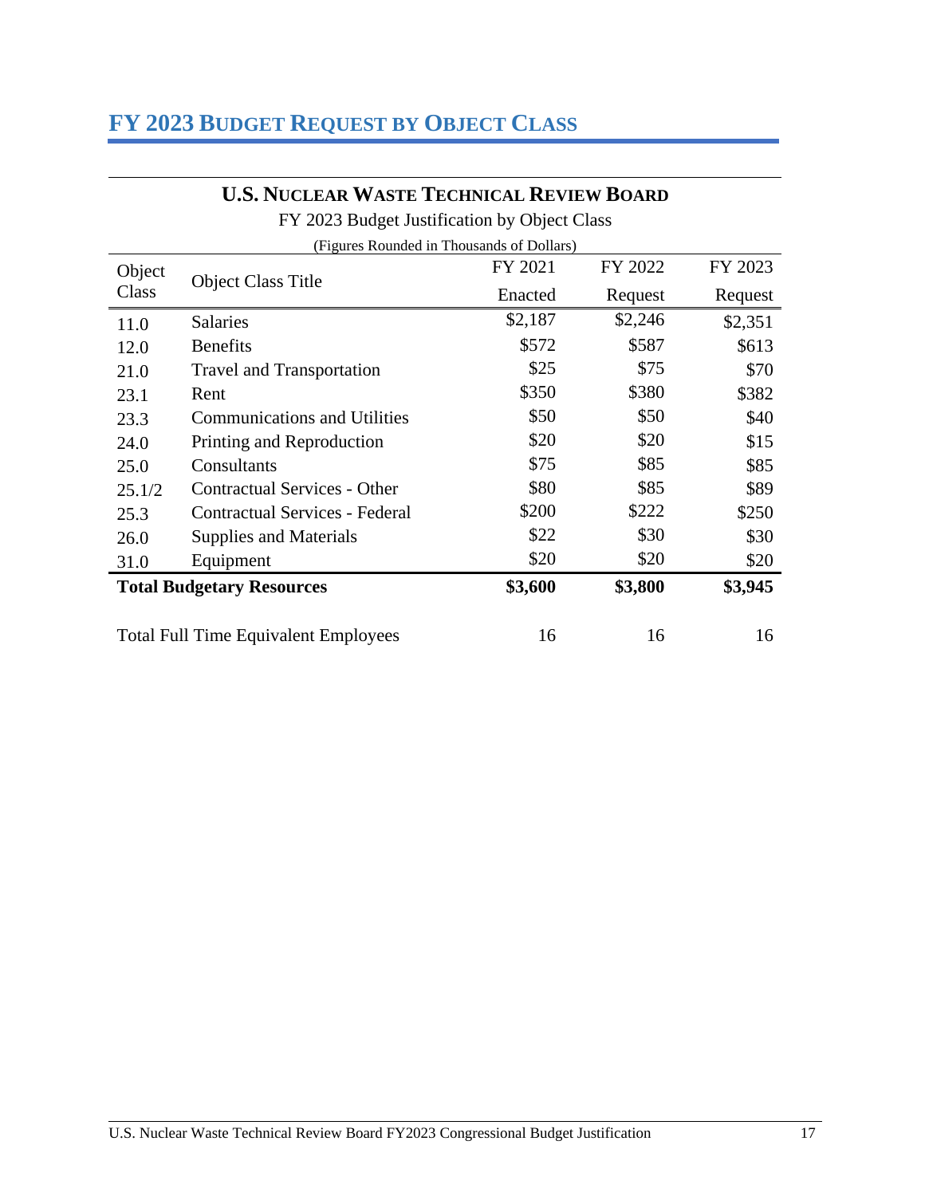# FY 2023 Budget Request by Object Class

**U.S. NUCLEAR WASTE TECHNICAL REVIEW BOARD**

FY 2023 Budget Justification by Object Class

(Figures Rounded in Thousands of Dollars)

| Object Class | Object Class Title | FY 2021 Enacted | FY 2022 Request | FY 2023 Request |
|---|---|---|---|---|
| 11.0 | Salaries | $2,187 | $2,246 | $2,351 |
| 12.0 | Benefits | $572 | $587 | $613 |
| 21.0 | Travel and Transportation | $25 | $75 | $70 |
| 23.1 | Rent | $350 | $380 | $382 |
| 23.3 | Communications and Utilities | $50 | $50 | $40 |
| 24.0 | Printing and Reproduction | $20 | $20 | $15 |
| 25.0 | Consultants | $75 | $85 | $85 |
| 25.1/2 | Contractual Services - Other | $80 | $85 | $89 |
| 25.3 | Contractual Services - Federal | $200 | $222 | $250 |
| 26.0 | Supplies and Materials | $22 | $30 | $30 |
| 31.0 | Equipment | $20 | $20 | $20 |
| **Total Budgetary Resources** | | **$3,600** | **$3,800** | **$3,945** |
| Total Full Time Equivalent Employees | | 16 | 16 | 16 |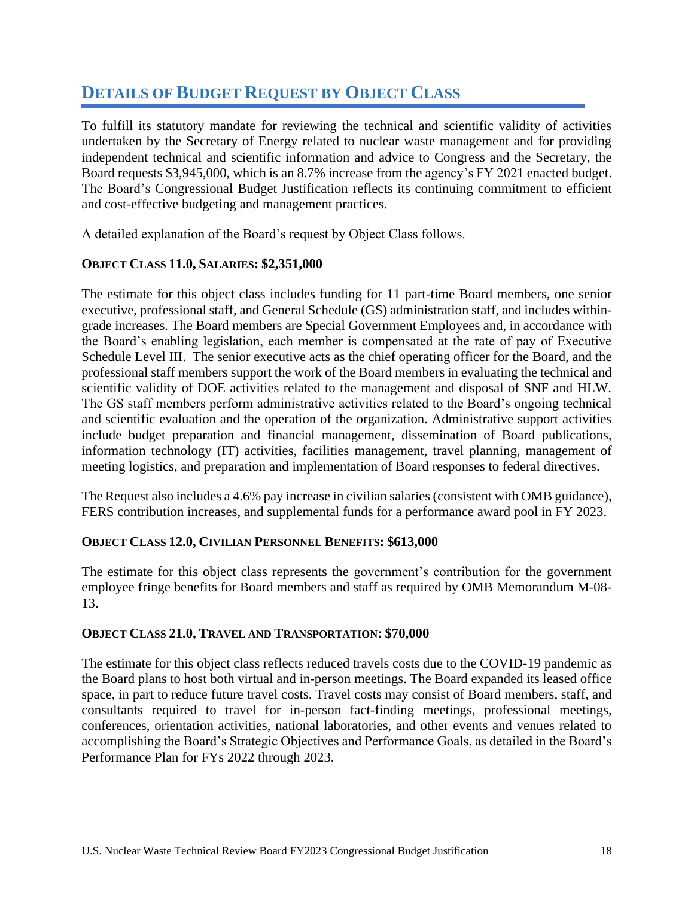# DETAILS OF BUDGET REQUEST BY OBJECT CLASS

To fulfill its statutory mandate for reviewing the technical and scientific validity of activities undertaken by the Secretary of Energy related to nuclear waste management and for providing independent technical and scientific information and advice to Congress and the Secretary, the Board requests $3,945,000, which is an 8.7% increase from the agency's FY 2021 enacted budget. The Board's Congressional Budget Justification reflects its continuing commitment to efficient and cost-effective budgeting and management practices.

A detailed explanation of the Board's request by Object Class follows.

**OBJECT CLASS 11.0, SALARIES: $2,351,000**

The estimate for this object class includes funding for 11 part-time Board members, one senior executive, professional staff, and General Schedule (GS) administration staff, and includes within-grade increases. The Board members are Special Government Employees and, in accordance with the Board's enabling legislation, each member is compensated at the rate of pay of Executive Schedule Level III. The senior executive acts as the chief operating officer for the Board, and the professional staff members support the work of the Board members in evaluating the technical and scientific validity of DOE activities related to the management and disposal of SNF and HLW. The GS staff members perform administrative activities related to the Board's ongoing technical and scientific evaluation and the operation of the organization. Administrative support activities include budget preparation and financial management, dissemination of Board publications, information technology (IT) activities, facilities management, travel planning, management of meeting logistics, and preparation and implementation of Board responses to federal directives.

The Request also includes a 4.6% pay increase in civilian salaries (consistent with OMB guidance), FERS contribution increases, and supplemental funds for a performance award pool in FY 2023.

**OBJECT CLASS 12.0, CIVILIAN PERSONNEL BENEFITS: $613,000**

The estimate for this object class represents the government's contribution for the government employee fringe benefits for Board members and staff as required by OMB Memorandum M-08-13.

**OBJECT CLASS 21.0, TRAVEL AND TRANSPORTATION: $70,000**

The estimate for this object class reflects reduced travels costs due to the COVID-19 pandemic as the Board plans to host both virtual and in-person meetings. The Board expanded its leased office space, in part to reduce future travel costs. Travel costs may consist of Board members, staff, and consultants required to travel for in-person fact-finding meetings, professional meetings, conferences, orientation activities, national laboratories, and other events and venues related to accomplishing the Board's Strategic Objectives and Performance Goals, as detailed in the Board's Performance Plan for FYs 2022 through 2023.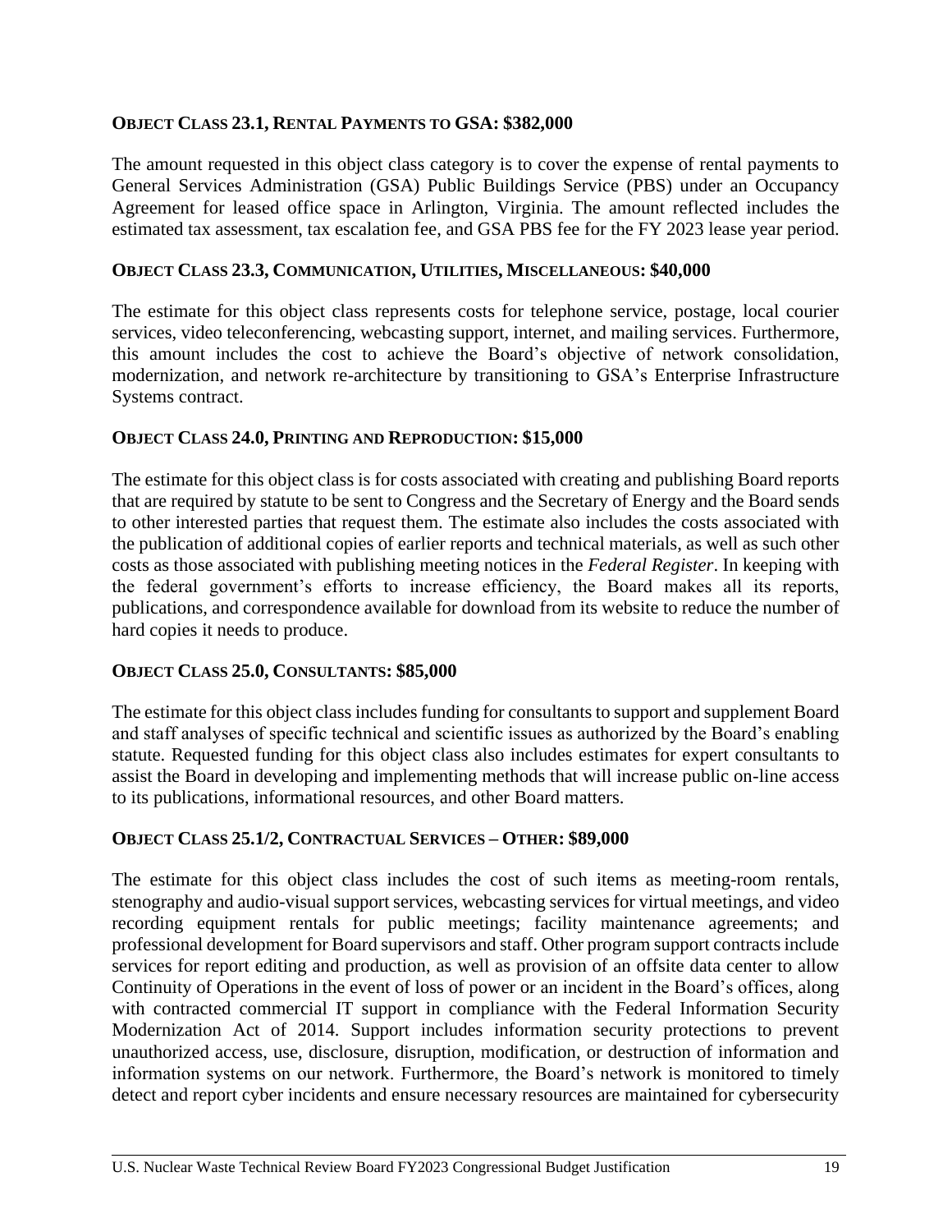**OBJECT CLASS 23.1, RENTAL PAYMENTS TO GSA: $382,000**

The amount requested in this object class category is to cover the expense of rental payments to General Services Administration (GSA) Public Buildings Service (PBS) under an Occupancy Agreement for leased office space in Arlington, Virginia. The amount reflected includes the estimated tax assessment, tax escalation fee, and GSA PBS fee for the FY 2023 lease year period.

**OBJECT CLASS 23.3, COMMUNICATION, UTILITIES, MISCELLANEOUS: $40,000**

The estimate for this object class represents costs for telephone service, postage, local courier services, video teleconferencing, webcasting support, internet, and mailing services. Furthermore, this amount includes the cost to achieve the Board's objective of network consolidation, modernization, and network re-architecture by transitioning to GSA's Enterprise Infrastructure Systems contract.

**OBJECT CLASS 24.0, PRINTING AND REPRODUCTION: $15,000**

The estimate for this object class is for costs associated with creating and publishing Board reports that are required by statute to be sent to Congress and the Secretary of Energy and the Board sends to other interested parties that request them. The estimate also includes the costs associated with the publication of additional copies of earlier reports and technical materials, as well as such other costs as those associated with publishing meeting notices in the *Federal Register*. In keeping with the federal government's efforts to increase efficiency, the Board makes all its reports, publications, and correspondence available for download from its website to reduce the number of hard copies it needs to produce.

**OBJECT CLASS 25.0, CONSULTANTS: $85,000**

The estimate for this object class includes funding for consultants to support and supplement Board and staff analyses of specific technical and scientific issues as authorized by the Board's enabling statute. Requested funding for this object class also includes estimates for expert consultants to assist the Board in developing and implementing methods that will increase public on-line access to its publications, informational resources, and other Board matters.

**OBJECT CLASS 25.1/2, CONTRACTUAL SERVICES – OTHER: $89,000**

The estimate for this object class includes the cost of such items as meeting-room rentals, stenography and audio-visual support services, webcasting services for virtual meetings, and video recording equipment rentals for public meetings; facility maintenance agreements; and professional development for Board supervisors and staff. Other program support contracts include services for report editing and production, as well as provision of an offsite data center to allow Continuity of Operations in the event of loss of power or an incident in the Board's offices, along with contracted commercial IT support in compliance with the Federal Information Security Modernization Act of 2014. Support includes information security protections to prevent unauthorized access, use, disclosure, disruption, modification, or destruction of information and information systems on our network. Furthermore, the Board's network is monitored to timely detect and report cyber incidents and ensure necessary resources are maintained for cybersecurity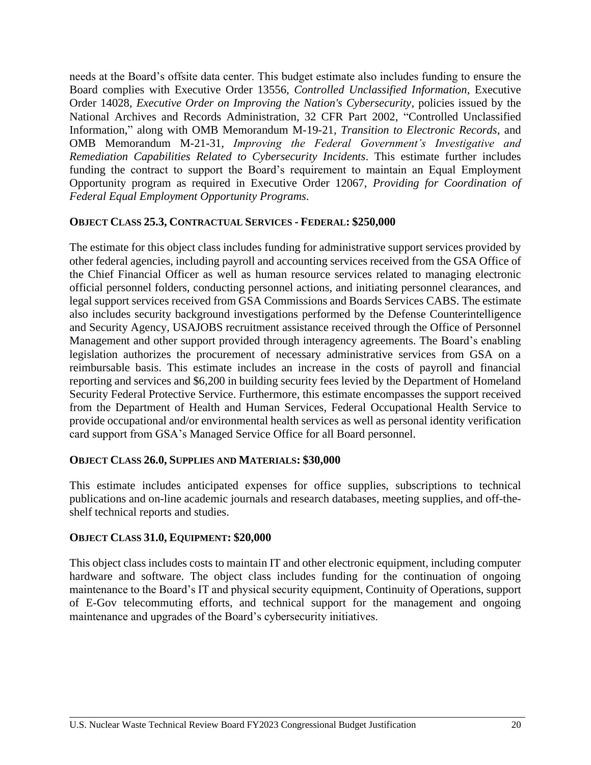needs at the Board's offsite data center. This budget estimate also includes funding to ensure the Board complies with Executive Order 13556, *Controlled Unclassified Information*, Executive Order 14028, *Executive Order on Improving the Nation's Cybersecurity*, policies issued by the National Archives and Records Administration, 32 CFR Part 2002, "Controlled Unclassified Information," along with OMB Memorandum M-19-21, *Transition to Electronic Records*, and OMB Memorandum M-21-31, *Improving the Federal Government's Investigative and Remediation Capabilities Related to Cybersecurity Incidents*. This estimate further includes funding the contract to support the Board's requirement to maintain an Equal Employment Opportunity program as required in Executive Order 12067, *Providing for Coordination of Federal Equal Employment Opportunity Programs*.

#### OBJECT CLASS 25.3, CONTRACTUAL SERVICES - FEDERAL: $250,000

The estimate for this object class includes funding for administrative support services provided by other federal agencies, including payroll and accounting services received from the GSA Office of the Chief Financial Officer as well as human resource services related to managing electronic official personnel folders, conducting personnel actions, and initiating personnel clearances, and legal support services received from GSA Commissions and Boards Services CABS. The estimate also includes security background investigations performed by the Defense Counterintelligence and Security Agency, USAJOBS recruitment assistance received through the Office of Personnel Management and other support provided through interagency agreements. The Board's enabling legislation authorizes the procurement of necessary administrative services from GSA on a reimbursable basis. This estimate includes an increase in the costs of payroll and financial reporting and services and $6,200 in building security fees levied by the Department of Homeland Security Federal Protective Service. Furthermore, this estimate encompasses the support received from the Department of Health and Human Services, Federal Occupational Health Service to provide occupational and/or environmental health services as well as personal identity verification card support from GSA's Managed Service Office for all Board personnel.

#### OBJECT CLASS 26.0, SUPPLIES AND MATERIALS: $30,000

This estimate includes anticipated expenses for office supplies, subscriptions to technical publications and on-line academic journals and research databases, meeting supplies, and off-the-shelf technical reports and studies.

#### OBJECT CLASS 31.0, EQUIPMENT: $20,000

This object class includes costs to maintain IT and other electronic equipment, including computer hardware and software. The object class includes funding for the continuation of ongoing maintenance to the Board's IT and physical security equipment, Continuity of Operations, support of E-Gov telecommuting efforts, and technical support for the management and ongoing maintenance and upgrades of the Board's cybersecurity initiatives.